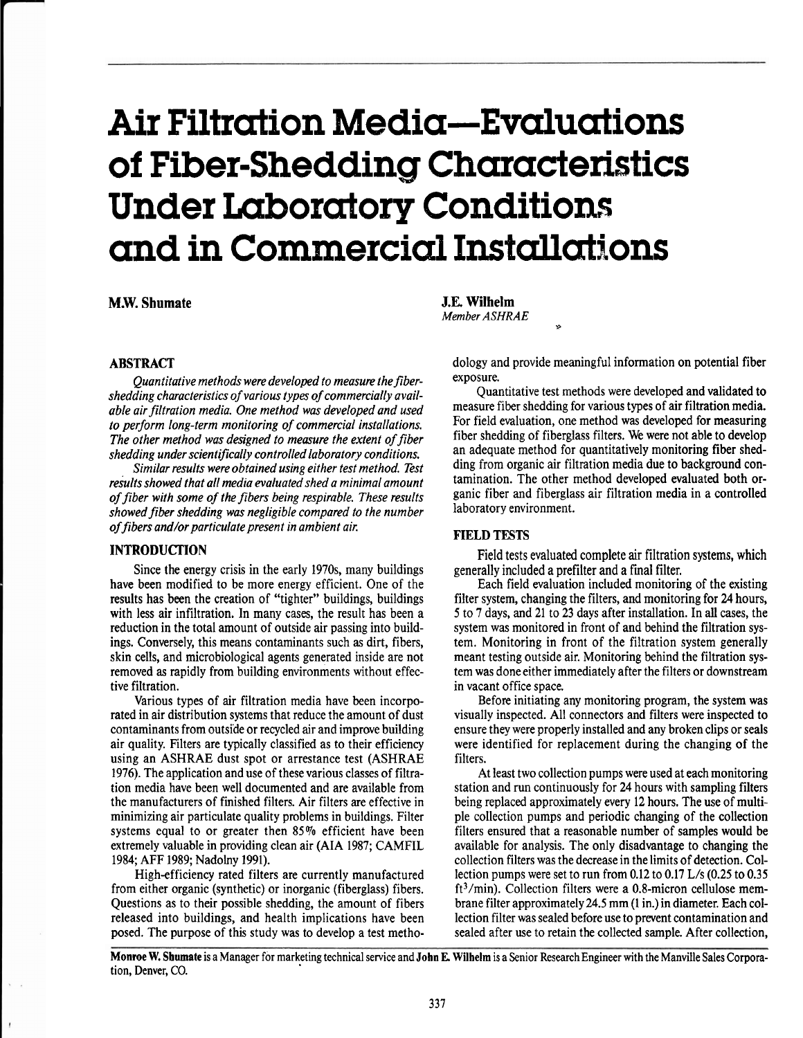# Air Filtration Media—Evaluations of Fiber-Shedding Characteristics Under Laboratory Conditions and in Commercial Installations

**M.W. Shumate**

**J.E. Wilhelm**
*Member ASHRAE*

## ABSTRACT

*Quantitative methods were developed to measure the fiber-shedding characteristics of various types of commercially available air filtration media. One method was developed and used to perform long-term monitoring of commercial installations. The other method was designed to measure the extent of fiber shedding under scientifically controlled laboratory conditions.*

*Similar results were obtained using either test method. Test results showed that all media evaluated shed a minimal amount of fiber with some of the fibers being respirable. These results showed fiber shedding was negligible compared to the number of fibers and/or particulate present in ambient air.*

## INTRODUCTION

Since the energy crisis in the early 1970s, many buildings have been modified to be more energy efficient. One of the results has been the creation of "tighter" buildings, buildings with less air infiltration. In many cases, the result has been a reduction in the total amount of outside air passing into buildings. Conversely, this means contaminants such as dirt, fibers, skin cells, and microbiological agents generated inside are not removed as rapidly from building environments without effective filtration.

Various types of air filtration media have been incorporated in air distribution systems that reduce the amount of dust contaminants from outside or recycled air and improve building air quality. Filters are typically classified as to their efficiency using an ASHRAE dust spot or arrestance test (ASHRAE 1976). The application and use of these various classes of filtration media have been well documented and are available from the manufacturers of finished filters. Air filters are effective in minimizing air particulate quality problems in buildings. Filter systems equal to or greater then 85% efficient have been extremely valuable in providing clean air (AIA 1987; CAMFIL 1984; AFF 1989; Nadolny 1991).

High-efficiency rated filters are currently manufactured from either organic (synthetic) or inorganic (fiberglass) fibers. Questions as to their possible shedding, the amount of fibers released into buildings, and health implications have been posed. The purpose of this study was to develop a test methodology and provide meaningful information on potential fiber exposure.

Quantitative test methods were developed and validated to measure fiber shedding for various types of air filtration media. For field evaluation, one method was developed for measuring fiber shedding of fiberglass filters. We were not able to develop an adequate method for quantitatively monitoring fiber shedding from organic air filtration media due to background contamination. The other method developed evaluated both organic fiber and fiberglass air filtration media in a controlled laboratory environment.

## FIELD TESTS

Field tests evaluated complete air filtration systems, which generally included a prefilter and a final filter.

Each field evaluation included monitoring of the existing filter system, changing the filters, and monitoring for 24 hours, 5 to 7 days, and 21 to 23 days after installation. In all cases, the system was monitored in front of and behind the filtration system. Monitoring in front of the filtration system generally meant testing outside air. Monitoring behind the filtration system was done either immediately after the filters or downstream in vacant office space.

Before initiating any monitoring program, the system was visually inspected. All connectors and filters were inspected to ensure they were properly installed and any broken clips or seals were identified for replacement during the changing of the filters.

At least two collection pumps were used at each monitoring station and run continuously for 24 hours with sampling filters being replaced approximately every 12 hours. The use of multiple collection pumps and periodic changing of the collection filters ensured that a reasonable number of samples would be available for analysis. The only disadvantage to changing the collection filters was the decrease in the limits of detection. Collection pumps were set to run from 0.12 to 0.17 L/s (0.25 to 0.35 $ft^3$/min). Collection filters were a 0.8-micron cellulose membrane filter approximately 24.5 mm (1 in.) in diameter. Each collection filter was sealed before use to prevent contamination and sealed after use to retain the collected sample. After collection,

**Monroe W. Shumate** is a Manager for marketing technical service and **John E. Wilhelm** is a Senior Research Engineer with the Manville Sales Corporation, Denver, CO.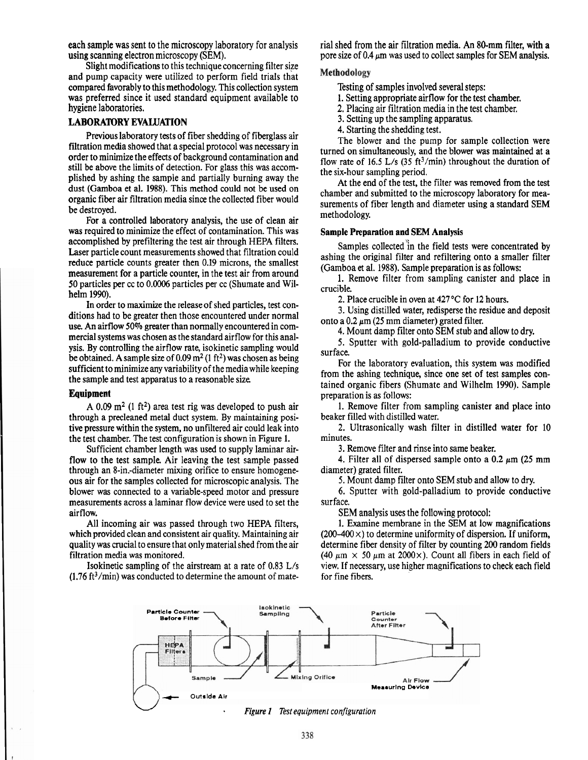each sample was sent to the microscopy laboratory for analysis using scanning electron microscopy (SEM).

Slight modifications to this technique concerning filter size and pump capacity were utilized to perform field trials that compared favorably to this methodology. This collection system was preferred since it used standard equipment available to hygiene laboratories.

## LABORATORY EVALUATION

Previous laboratory tests of fiber shedding of fiberglass air filtration media showed that a special protocol was necessary in order to minimize the effects of background contamination and still be above the limits of detection. For glass this was accomplished by ashing the sample and partially burning away the dust (Gamboa et al. 1988). This method could not be used on organic fiber air filtration media since the collected fiber would be destroyed.

For a controlled laboratory analysis, the use of clean air was required to minimize the effect of contamination. This was accomplished by prefiltering the test air through HEPA filters. Laser particle count measurements showed that filtration could reduce particle counts greater then 0.19 microns, the smallest measurement for a particle counter, in the test air from around 50 particles per cc to 0.0006 particles per cc (Shumate and Wilhelm 1990).

In order to maximize the release of shed particles, test conditions had to be greater then those encountered under normal use. An airflow 50% greater than normally encountered in commercial systems was chosen as the standard airflow for this analysis. By controlling the airflow rate, isokinetic sampling would be obtained. A sample size of 0.09 $m^2$ (1 $ft^2$) was chosen as being sufficient to minimize any variability of the media while keeping the sample and test apparatus to a reasonable size.

### Equipment

A 0.09 $m^2$ (1 $ft^2$) area test rig was developed to push air through a precleaned metal duct system. By maintaining positive pressure within the system, no unfiltered air could leak into the test chamber. The test configuration is shown in Figure 1.

Sufficient chamber length was used to supply laminar airflow to the test sample. Air leaving the test sample passed through an 8-in.-diameter mixing orifice to ensure homogeneous air for the samples collected for microscopic analysis. The blower was connected to a variable-speed motor and pressure measurements across a laminar flow device were used to set the airflow.

All incoming air was passed through two HEPA filters, which provided clean and consistent air quality. Maintaining air quality was crucial to ensure that only material shed from the air filtration media was monitored.

Isokinetic sampling of the airstream at a rate of 0.83 L/s (1.76 $ft^3$/min) was conducted to determine the amount of material shed from the air filtration media. An 80-mm filter, with a pore size of 0.4 $\mu$m was used to collect samples for SEM analysis.

### Methodology

Testing of samples involved several steps:

1. Setting appropriate airflow for the test chamber.
2. Placing air filtration media in the test chamber.
3. Setting up the sampling apparatus.
4. Starting the shedding test.

The blower and the pump for sample collection were turned on simultaneously, and the blower was maintained at a flow rate of 16.5 L/s (35 $ft^3$/min) throughout the duration of the six-hour sampling period.

At the end of the test, the filter was removed from the test chamber and submitted to the microscopy laboratory for measurements of fiber length and diameter using a standard SEM methodology.

#### Sample Preparation and SEM Analysis

Samples collected in the field tests were concentrated by ashing the original filter and refiltering onto a smaller filter (Gamboa et al. 1988). Sample preparation is as follows:

1. Remove filter from sampling canister and place in crucible.
2. Place crucible in oven at 427°C for 12 hours.
3. Using distilled water, redisperse the residue and deposit onto a 0.2 $\mu$m (25 mm diameter) grated filter.
4. Mount damp filter onto SEM stub and allow to dry.
5. Sputter with gold-palladium to provide conductive surface.

For the laboratory evaluation, this system was modified from the ashing technique, since one set of test samples contained organic fibers (Shumate and Wilhelm 1990). Sample preparation is as follows:

1. Remove filter from sampling canister and place into beaker filled with distilled water.
2. Ultrasonically wash filter in distilled water for 10 minutes.
3. Remove filter and rinse into same beaker.
4. Filter all of dispersed sample onto a 0.2 $\mu$m (25 mm diameter) grated filter.
5. Mount damp filter onto SEM stub and allow to dry.
6. Sputter with gold-palladium to provide conductive surface.

SEM analysis uses the following protocol:

1. Examine membrane in the SEM at low magnifications (200–400×) to determine uniformity of dispersion. If uniform, determine fiber density of filter by counting 200 random fields (40 $\mu$m × 50 $\mu$m at 2000×). Count all fibers in each field of view. If necessary, use higher magnifications to check each field for fine fibers.

Particle Counter Before Filter | Isokinetic Sampling | Particle Counter After Filter | HEPA Filters | Sample | Mixing Orifice | Air Flow Measuring Device | Outside Air

*Figure 1 Test equipment configuration*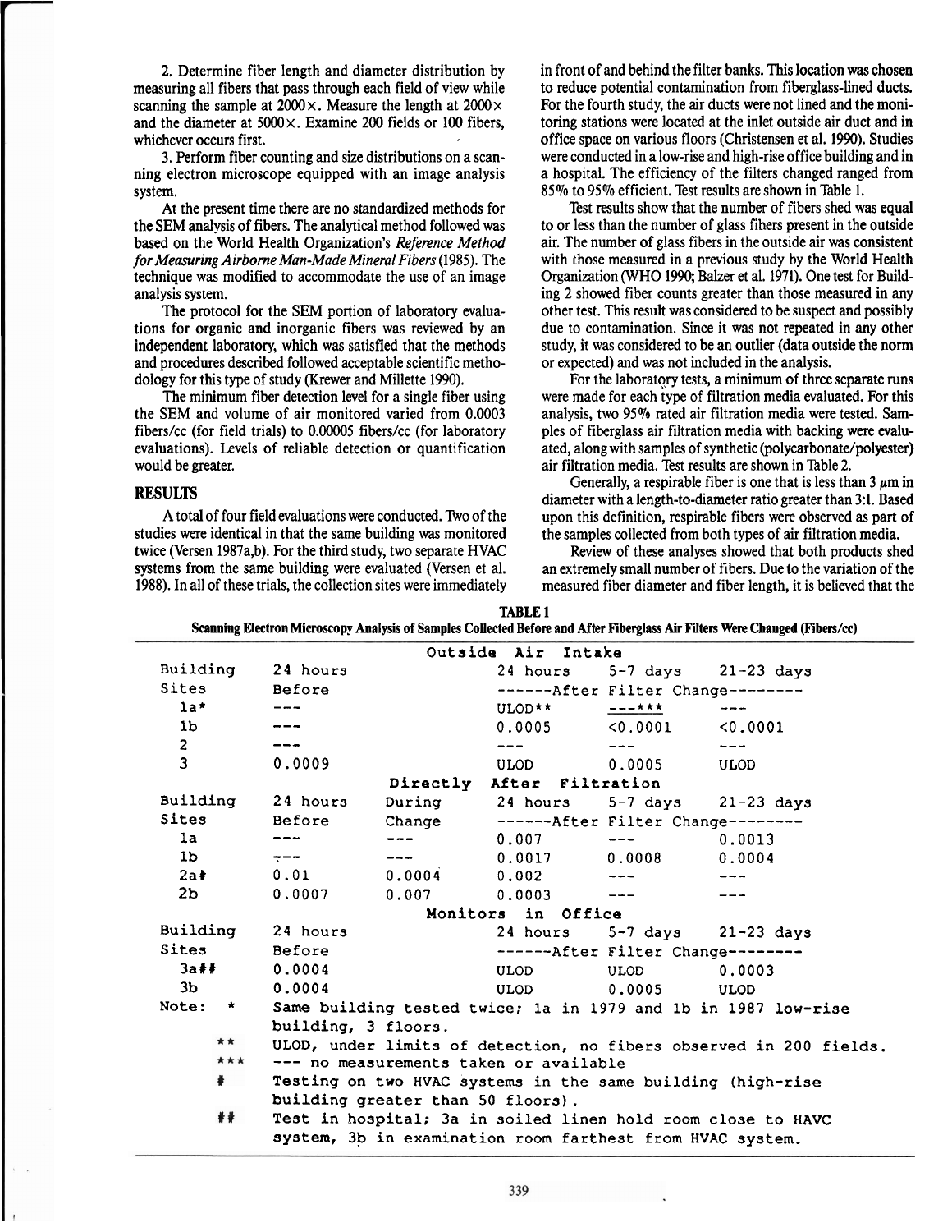2. Determine fiber length and diameter distribution by measuring all fibers that pass through each field of view while scanning the sample at 2000×. Measure the length at 2000× and the diameter at 5000×. Examine 200 fields or 100 fibers, whichever occurs first.

3. Perform fiber counting and size distributions on a scanning electron microscope equipped with an image analysis system.

At the present time there are no standardized methods for the SEM analysis of fibers. The analytical method followed was based on the World Health Organization's *Reference Method for Measuring Airborne Man-Made Mineral Fibers* (1985). The technique was modified to accommodate the use of an image analysis system.

The protocol for the SEM portion of laboratory evaluations for organic and inorganic fibers was reviewed by an independent laboratory, which was satisfied that the methods and procedures described followed acceptable scientific methodology for this type of study (Krewer and Millette 1990).

The minimum fiber detection level for a single fiber using the SEM and volume of air monitored varied from 0.0003 fibers/cc (for field trials) to 0.00005 fibers/cc (for laboratory evaluations). Levels of reliable detection or quantification would be greater.

## RESULTS

A total of four field evaluations were conducted. Two of the studies were identical in that the same building was monitored twice (Versen 1987a,b). For the third study, two separate HVAC systems from the same building were evaluated (Versen et al. 1988). In all of these trials, the collection sites were immediately in front of and behind the filter banks. This location was chosen to reduce potential contamination from fiberglass-lined ducts. For the fourth study, the air ducts were not lined and the monitoring stations were located at the inlet outside air duct and in office space on various floors (Christensen et al. 1990). Studies were conducted in a low-rise and high-rise office building and in a hospital. The efficiency of the filters changed ranged from 85% to 95% efficient. Test results are shown in Table 1.

Test results show that the number of fibers shed was equal to or less than the number of glass fibers present in the outside air. The number of glass fibers in the outside air was consistent with those measured in a previous study by the World Health Organization (WHO 1990; Balzer et al. 1971). One test for Building 2 showed fiber counts greater than those measured in any other test. This result was considered to be suspect and possibly due to contamination. Since it was not repeated in any other study, it was considered to be an outlier (data outside the norm or expected) and was not included in the analysis.

For the laboratory tests, a minimum of three separate runs were made for each type of filtration media evaluated. For this analysis, two 95% rated air filtration media were tested. Samples of fiberglass air filtration media with backing were evaluated, along with samples of synthetic (polycarbonate/polyester) air filtration media. Test results are shown in Table 2.

Generally, a respirable fiber is one that is less than 3 μm in diameter with a length-to-diameter ratio greater than 3:1. Based upon this definition, respirable fibers were observed as part of the samples collected from both types of air filtration media.

Review of these analyses showed that both products shed an extremely small number of fibers. Due to the variation of the measured fiber diameter and fiber length, it is believed that the

**TABLE 1**
**Scanning Electron Microscopy Analysis of Samples Collected Before and After Fiberglass Air Filters Were Changed (Fibers/cc)**

| | | | | | |
|---|---|---|---|---|---|
| **Outside Air Intake** | | | | | |
| Building Sites | 24 hours Before | | 24 hours (After Filter Change) | 5-7 days (After Filter Change) | 21-23 days (After Filter Change) |
| 1a* | --- | | ULOD** | ---*** | --- |
| 1b | --- | | 0.0005 | <0.0001 | <0.0001 |
| 2 | --- | | --- | --- | --- |
| 3 | 0.0009 | | ULOD | 0.0005 | ULOD |
| **Directly After Filtration** | | | | | |
| Building Sites | 24 hours Before | During Change | 24 hours (After Filter Change) | 5-7 days (After Filter Change) | 21-23 days (After Filter Change) |
| 1a | --- | --- | 0.007 | --- | 0.0013 |
| 1b | --- | --- | 0.0017 | 0.0008 | 0.0004 |
| 2a# | 0.01 | 0.0004 | 0.002 | --- | --- |
| 2b | 0.0007 | 0.007 | 0.0003 | --- | --- |
| **Monitors in Office** | | | | | |
| Building Sites | 24 hours Before | | 24 hours (After Filter Change) | 5-7 days (After Filter Change) | 21-23 days (After Filter Change) |
| 3a## | 0.0004 | | ULOD | ULOD | 0.0003 |
| 3b | 0.0004 | | ULOD | 0.0005 | ULOD |

Note: * Same building tested twice; 1a in 1979 and 1b in 1987 low-rise building, 3 floors.
** ULOD, under limits of detection, no fibers observed in 200 fields.
*** --- no measurements taken or available
# Testing on two HVAC systems in the same building (high-rise building greater than 50 floors).
## Test in hospital; 3a in soiled linen hold room close to HAVC system, 3b in examination room farthest from HVAC system.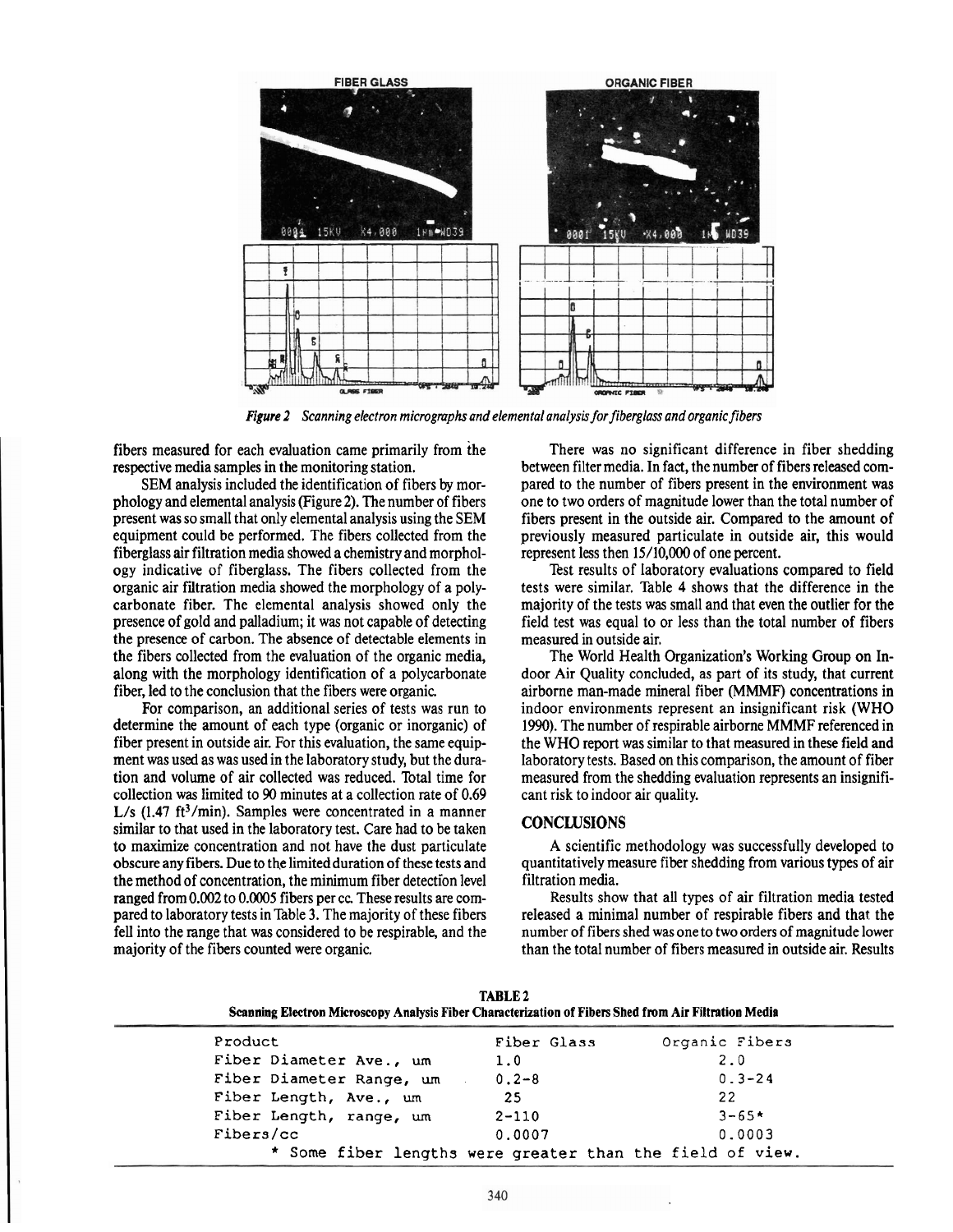*Figure 2 Scanning electron micrographs and elemental analysis for fiberglass and organic fibers*

fibers measured for each evaluation came primarily from the respective media samples in the monitoring station.

SEM analysis included the identification of fibers by morphology and elemental analysis (Figure 2). The number of fibers present was so small that only elemental analysis using the SEM equipment could be performed. The fibers collected from the fiberglass air filtration media showed a chemistry and morphology indicative of fiberglass. The fibers collected from the organic air filtration media showed the morphology of a polycarbonate fiber. The elemental analysis showed only the presence of gold and palladium; it was not capable of detecting the presence of carbon. The absence of detectable elements in the fibers collected from the evaluation of the organic media, along with the morphology identification of a polycarbonate fiber, led to the conclusion that the fibers were organic.

For comparison, an additional series of tests was run to determine the amount of each type (organic or inorganic) of fiber present in outside air. For this evaluation, the same equipment was used as was used in the laboratory study, but the duration and volume of air collected was reduced. Total time for collection was limited to 90 minutes at a collection rate of 0.69 L/s (1.47 $ft^3$/min). Samples were concentrated in a manner similar to that used in the laboratory test. Care had to be taken to maximize concentration and not have the dust particulate obscure any fibers. Due to the limited duration of these tests and the method of concentration, the minimum fiber detection level ranged from 0.002 to 0.0005 fibers per cc. These results are compared to laboratory tests in Table 3. The majority of these fibers fell into the range that was considered to be respirable, and the majority of the fibers counted were organic.

There was no significant difference in fiber shedding between filter media. In fact, the number of fibers released compared to the number of fibers present in the environment was one to two orders of magnitude lower than the total number of fibers present in the outside air. Compared to the amount of previously measured particulate in outside air, this would represent less then 15/10,000 of one percent.

Test results of laboratory evaluations compared to field tests were similar. Table 4 shows that the difference in the majority of the tests was small and that even the outlier for the field test was equal to or less than the total number of fibers measured in outside air.

The World Health Organization's Working Group on Indoor Air Quality concluded, as part of its study, that current airborne man-made mineral fiber (MMMF) concentrations in indoor environments represent an insignificant risk (WHO 1990). The number of respirable airborne MMMF referenced in the WHO report was similar to that measured in these field and laboratory tests. Based on this comparison, the amount of fiber measured from the shedding evaluation represents an insignificant risk to indoor air quality.

## CONCLUSIONS

A scientific methodology was successfully developed to quantitatively measure fiber shedding from various types of air filtration media.

Results show that all types of air filtration media tested released a minimal number of respirable fibers and that the number of fibers shed was one to two orders of magnitude lower than the total number of fibers measured in outside air. Results

**TABLE 2**
**Scanning Electron Microscopy Analysis Fiber Characterization of Fibers Shed from Air Filtration Media**

| Product | Fiber Glass | Organic Fibers |
|---|---|---|
| Fiber Diameter Ave., um | 1.0 | 2.0 |
| Fiber Diameter Range, um | 0.2-8 | 0.3-24 |
| Fiber Length, Ave., um | 25 | 22 |
| Fiber Length, range, um | 2-110 | 3-65* |
| Fibers/cc | 0.0007 | 0.0003 |

\* Some fiber lengths were greater than the field of view.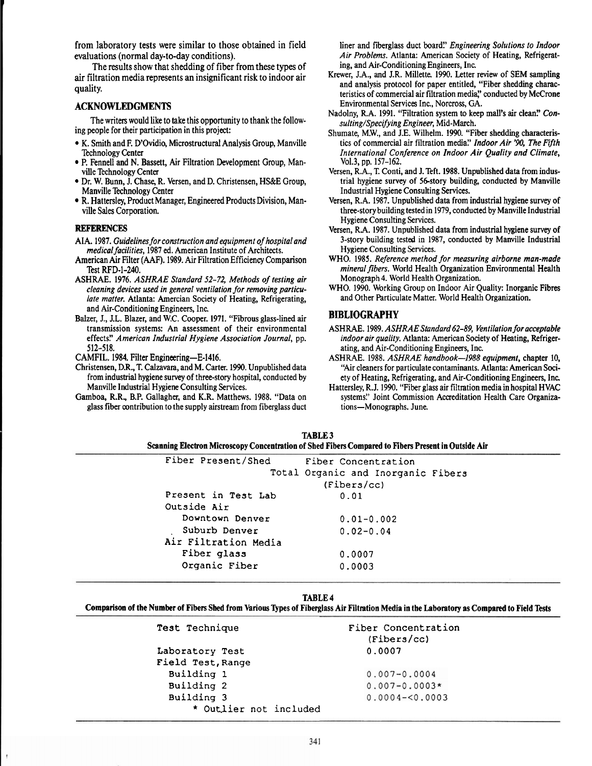from laboratory tests were similar to those obtained in field evaluations (normal day-to-day conditions).

The results show that shedding of fiber from these types of air filtration media represents an insignificant risk to indoor air quality.

## ACKNOWLEDGMENTS

The writers would like to take this opportunity to thank the following people for their participation in this project:

- K. Smith and F. D'Ovidio, Microstructural Analysis Group, Manville Technology Center
- P. Fennell and N. Bassett, Air Filtration Development Group, Manville Technology Center
- Dr. W. Bunn, J. Chase, R. Versen, and D. Christensen, HS&E Group, Manville Technology Center
- R. Hattersley, Product Manager, Engineered Products Division, Manville Sales Corporation.

## REFERENCES

AIA. 1987. *Guidelines for construction and equipment of hospital and medical facilities*, 1987 ed. American Institute of Architects.

American Air Filter (AAF). 1989. Air Filtration Efficiency Comparison Test RFD-1-240.

ASHRAE. 1976. *ASHRAE Standard 52-72, Methods of testing air cleaning devices used in general ventilation for removing particulate matter.* Atlanta: Amercian Society of Heating, Refrigerating, and Air-Conditioning Engineers, Inc.

Balzer, J., J.L. Blazer, and W.C. Cooper. 1971. "Fibrous glass-lined air transmission systems: An assessment of their environmental effects." *American Industrial Hygiene Association Journal*, pp. 512–518.

CAMFIL. 1984. Filter Engineering—E-1416.

Christensen, D.R., T. Calzavara, and M. Carter. 1990. Unpublished data from industrial hygiene survey of three-story hospital, conducted by Manville Industrial Hygiene Consulting Services.

Gamboa, R.R., B.P. Gallagher, and K.R. Matthews. 1988. "Data on glass fiber contribution to the supply airstream from fiberglass duct liner and fiberglass duct board." *Engineering Solutions to Indoor Air Problems.* Atlanta: American Society of Heating, Refrigerating, and Air-Conditioning Engineers, Inc.

Krewer, J.A., and J.R. Millette. 1990. Letter review of SEM sampling and analysis protocol for paper entitled, "Fiber shedding characteristics of commercial air filtration media," conducted by McCrone Environmental Services Inc., Norcross, GA.

Nadolny, R.A. 1991. "Filtration system to keep mall's air clean." *Consulting/Specifying Engineer*, Mid-March.

Shumate, M.W., and J.E. Wilhelm. 1990. "Fiber shedding characteristics of commercial air filtration media." *Indoor Air '90, The Fifth International Conference on Indoor Air Quality and Climate*, Vol.3, pp. 157–162.

Versen, R.A., T. Conti, and J. Teft. 1988. Unpublished data from industrial hygiene survey of 56-story building, conducted by Manville Industrial Hygiene Consulting Services.

Versen, R.A. 1987. Unpublished data from industrial hygiene survey of three-story building tested in 1979, conducted by Manville Industrial Hygiene Consulting Services.

Versen, R.A. 1987. Unpublished data from industrial hygiene survey of 3-story building tested in 1987, conducted by Manville Industrial Hygiene Consulting Services.

WHO. 1985. *Reference method for measuring airborne man-made mineral fibers.* World Health Organization Environmental Health Monograph 4. World Health Organization.

WHO. 1990. Working Group on Indoor Air Quality: Inorganic Fibres and Other Particulate Matter. World Health Organization.

## BIBLIOGRAPHY

ASHRAE. 1989. *ASHRAE Standard 62-89, Ventilation for acceptable indoor air quality.* Atlanta: American Society of Heating, Refrigerating, and Air-Conditioning Engineers, Inc.

ASHRAE. 1988. *ASHRAE handbook—1988 equipment*, chapter 10, "Air cleaners for particulate contaminants. Atlanta: American Society of Heating, Refrigerating, and Air-Conditioning Engineers, Inc.

Hattersley, R.J. 1990. "Fiber glass air filtration media in hospital HVAC systems." Joint Commission Accreditation Health Care Organizations—Monographs. June.

**TABLE 3**
**Scanning Electron Microscopy Concentration of Shed Fibers Compared to Fibers Present in Outside Air**

| Fiber Present/Shed | Fiber Concentration Total Organic and Inorganic Fibers (Fibers/cc) |
|---|---|
| Present in Test Lab | 0.01 |
| Outside Air | |
| Downtown Denver | 0.01-0.002 |
| Suburb Denver | 0.02-0.04 |
| Air Filtration Media | |
| Fiber glass | 0.0007 |
| Organic Fiber | 0.0003 |

**TABLE 4**
**Comparison of the Number of Fibers Shed from Various Types of Fiberglass Air Filtration Media in the Laboratory as Compared to Field Tests**

| Test Technique | Fiber Concentration (Fibers/cc) |
|---|---|
| Laboratory Test | 0.0007 |
| Field Test, Range | |
| Building 1 | 0.007-0.0004 |
| Building 2 | 0.007-0.0003* |
| Building 3 | 0.0004-<0.0003 |

\* Outlier not included